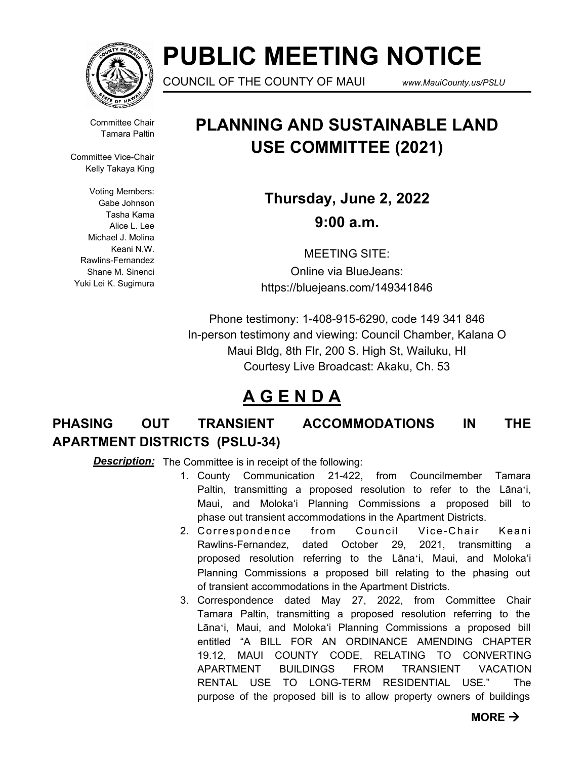# PUBLIC MEETING NOTICE

COUNCIL OF THE COUNTY OF MAUI www.MauiCounty.us/PSLU

Committee Chair
Tamara Paltin

Committee Vice-Chair
Kelly Takaya King

Voting Members:
Gabe Johnson
Tasha Kama
Alice L. Lee
Michael J. Molina
Keani N.W. Rawlins-Fernandez
Shane M. Sinenci
Yuki Lei K. Sugimura

## PLANNING AND SUSTAINABLE LAND USE COMMITTEE (2021)

**Thursday, June 2, 2022**

**9:00 a.m.**

MEETING SITE:
Online via BlueJeans:
https://bluejeans.com/149341846

Phone testimony: 1-408-915-6290, code 149 341 846
In-person testimony and viewing: Council Chamber, Kalana O Maui Bldg, 8th Flr, 200 S. High St, Wailuku, HI
Courtesy Live Broadcast: Akaku, Ch. 53

## A G E N D A

### PHASING OUT TRANSIENT ACCOMMODATIONS IN THE APARTMENT DISTRICTS (PSLU-34)

***Description:*** The Committee is in receipt of the following:

1. County Communication 21-422, from Councilmember Tamara Paltin, transmitting a proposed resolution to refer to the Lānaʻi, Maui, and Molokaʻi Planning Commissions a proposed bill to phase out transient accommodations in the Apartment Districts.
2. Correspondence from Council Vice-Chair Keani Rawlins-Fernandez, dated October 29, 2021, transmitting a proposed resolution referring to the Lānaʻi, Maui, and Molokaʻi Planning Commissions a proposed bill relating to the phasing out of transient accommodations in the Apartment Districts.
3. Correspondence dated May 27, 2022, from Committee Chair Tamara Paltin, transmitting a proposed resolution referring to the Lānaʻi, Maui, and Molokaʻi Planning Commissions a proposed bill entitled "A BILL FOR AN ORDINANCE AMENDING CHAPTER 19.12, MAUI COUNTY CODE, RELATING TO CONVERTING APARTMENT BUILDINGS FROM TRANSIENT VACATION RENTAL USE TO LONG-TERM RESIDENTIAL USE." The purpose of the proposed bill is to allow property owners of buildings

**MORE →**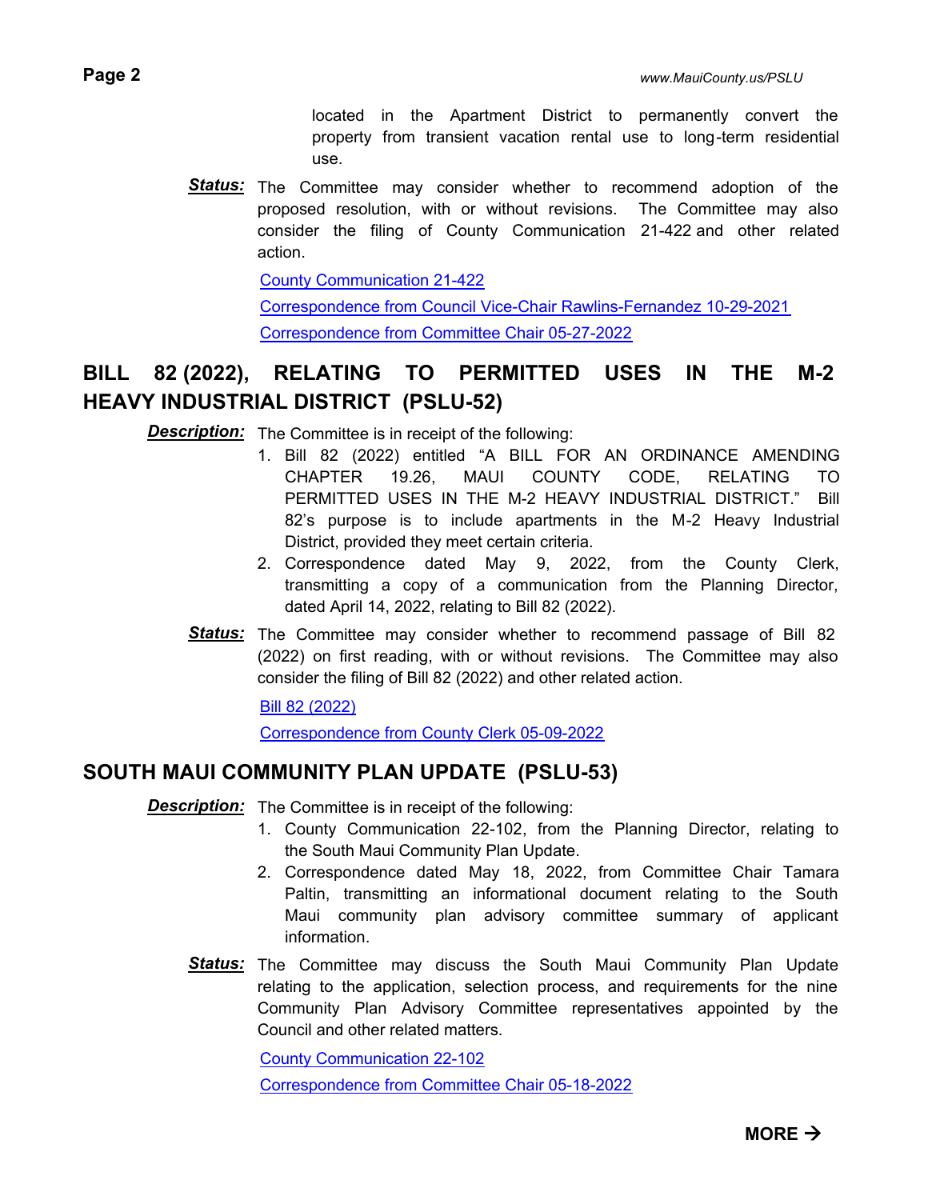located in the Apartment District to permanently convert the property from transient vacation rental use to long-term residential use.

***Status:*** The Committee may consider whether to recommend adoption of the proposed resolution, with or without revisions. The Committee may also consider the filing of County Communication 21-422 and other related action.

County Communication 21-422

Correspondence from Council Vice-Chair Rawlins-Fernandez 10-29-2021

Correspondence from Committee Chair 05-27-2022

## BILL 82 (2022), RELATING TO PERMITTED USES IN THE M-2 HEAVY INDUSTRIAL DISTRICT (PSLU-52)

***Description:*** The Committee is in receipt of the following:

1. Bill 82 (2022) entitled "A BILL FOR AN ORDINANCE AMENDING CHAPTER 19.26, MAUI COUNTY CODE, RELATING TO PERMITTED USES IN THE M-2 HEAVY INDUSTRIAL DISTRICT." Bill 82's purpose is to include apartments in the M-2 Heavy Industrial District, provided they meet certain criteria.
2. Correspondence dated May 9, 2022, from the County Clerk, transmitting a copy of a communication from the Planning Director, dated April 14, 2022, relating to Bill 82 (2022).

***Status:*** The Committee may consider whether to recommend passage of Bill 82 (2022) on first reading, with or without revisions. The Committee may also consider the filing of Bill 82 (2022) and other related action.

Bill 82 (2022)

Correspondence from County Clerk 05-09-2022

## SOUTH MAUI COMMUNITY PLAN UPDATE (PSLU-53)

***Description:*** The Committee is in receipt of the following:

1. County Communication 22-102, from the Planning Director, relating to the South Maui Community Plan Update.
2. Correspondence dated May 18, 2022, from Committee Chair Tamara Paltin, transmitting an informational document relating to the South Maui community plan advisory committee summary of applicant information.

***Status:*** The Committee may discuss the South Maui Community Plan Update relating to the application, selection process, and requirements for the nine Community Plan Advisory Committee representatives appointed by the Council and other related matters.

County Communication 22-102

Correspondence from Committee Chair 05-18-2022

**MORE →**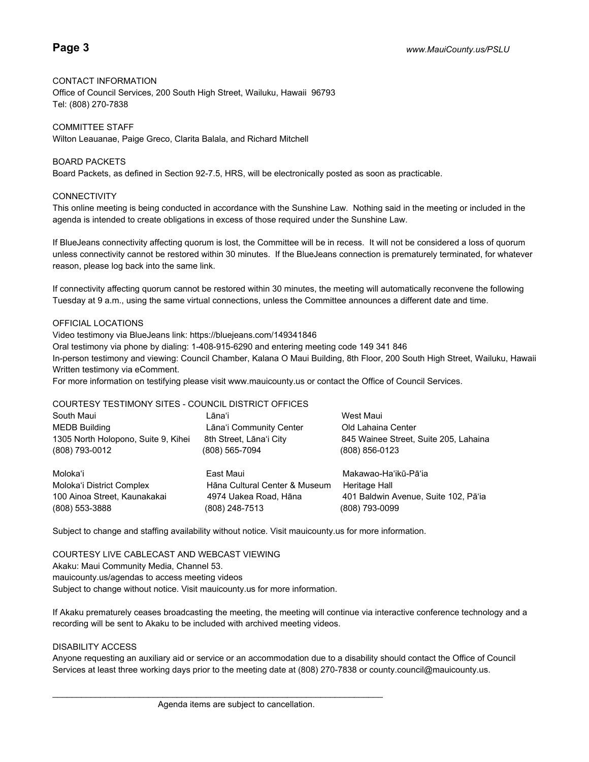CONTACT INFORMATION
Office of Council Services, 200 South High Street, Wailuku, Hawaii 96793
Tel: (808) 270-7838

COMMITTEE STAFF
Wilton Leauanae, Paige Greco, Clarita Balala, and Richard Mitchell

BOARD PACKETS
Board Packets, as defined in Section 92-7.5, HRS, will be electronically posted as soon as practicable.

CONNECTIVITY
This online meeting is being conducted in accordance with the Sunshine Law. Nothing said in the meeting or included in the agenda is intended to create obligations in excess of those required under the Sunshine Law.

If BlueJeans connectivity affecting quorum is lost, the Committee will be in recess. It will not be considered a loss of quorum unless connectivity cannot be restored within 30 minutes. If the BlueJeans connection is prematurely terminated, for whatever reason, please log back into the same link.

If connectivity affecting quorum cannot be restored within 30 minutes, the meeting will automatically reconvene the following Tuesday at 9 a.m., using the same virtual connections, unless the Committee announces a different date and time.

OFFICIAL LOCATIONS
Video testimony via BlueJeans link: https://bluejeans.com/149341846
Oral testimony via phone by dialing: 1-408-915-6290 and entering meeting code 149 341 846
In-person testimony and viewing: Council Chamber, Kalana O Maui Building, 8th Floor, 200 South High Street, Wailuku, Hawaii
Written testimony via eComment.
For more information on testifying please visit www.mauicounty.us or contact the Office of Council Services.

COURTESY TESTIMONY SITES - COUNCIL DISTRICT OFFICES

| | | |
|---|---|---|
| South Maui | Lānaʻi | West Maui |
| MEDB Building | Lānaʻi Community Center | Old Lahaina Center |
| 1305 North Holopono, Suite 9, Kihei | 8th Street, Lānaʻi City | 845 Wainee Street, Suite 205, Lahaina |
| (808) 793-0012 | (808) 565-7094 | (808) 856-0123 |
| Molokaʻi | East Maui | Makawao-Haʻikū-Pāʻia |
| Molokaʻi District Complex | Hāna Cultural Center & Museum | Heritage Hall |
| 100 Ainoa Street, Kaunakakai | 4974 Uakea Road, Hāna | 401 Baldwin Avenue, Suite 102, Pāʻia |
| (808) 553-3888 | (808) 248-7513 | (808) 793-0099 |

Subject to change and staffing availability without notice. Visit mauicounty.us for more information.

COURTESY LIVE CABLECAST AND WEBCAST VIEWING
Akaku: Maui Community Media, Channel 53.
mauicounty.us/agendas to access meeting videos
Subject to change without notice. Visit mauicounty.us for more information.

If Akaku prematurely ceases broadcasting the meeting, the meeting will continue via interactive conference technology and a recording will be sent to Akaku to be included with archived meeting videos.

DISABILITY ACCESS
Anyone requesting an auxiliary aid or service or an accommodation due to a disability should contact the Office of Council Services at least three working days prior to the meeting date at (808) 270-7838 or county.council@mauicounty.us.

---

Agenda items are subject to cancellation.